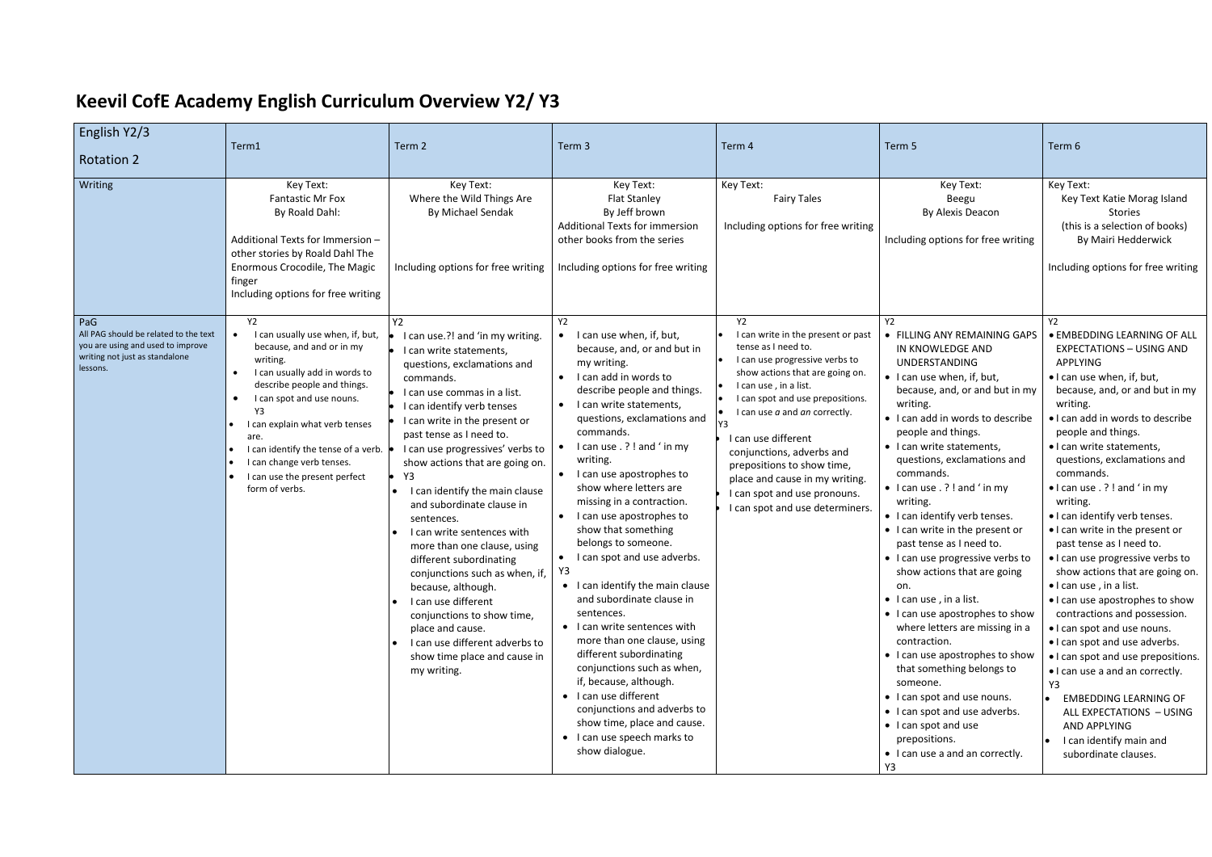# Keevil CofE Academy English Curriculum Overview Y2/ Y3

| English Y2/3<br><br>Rotation 2 | Term1 | Term 2 | Term 3 | Term 4 | Term 5 | Term 6 |
|---|---|---|---|---|---|---|
| Writing | Key Text:<br>Fantastic Mr Fox<br>By Roald Dahl:<br><br>Additional Texts for Immersion – other stories by Roald Dahl The Enormous Crocodile, The Magic finger<br>Including options for free writing | Key Text:<br>Where the Wild Things Are<br>By Michael Sendak<br><br>Including options for free writing | Key Text:<br>Flat Stanley<br>By Jeff brown<br>Additional Texts for immersion other books from the series<br><br>Including options for free writing | Key Text:<br>Fairy Tales<br><br>Including options for free writing | Key Text:<br>Beegu<br>By Alexis Deacon<br><br>Including options for free writing | Key Text:<br>Key Text Katie Morag Island Stories<br>(this is a selection of books)<br>By Mairi Hedderwick<br><br>Including options for free writing |
| PaG<br>All PAG should be related to the text you are using and used to improve writing not just as standalone lessons. | Y2<br>• I can usually use when, if, but, because, and and or in my writing.<br>• I can usually add in words to describe people and things.<br>• I can spot and use nouns.<br>Y3<br>• I can explain what verb tenses are.<br>• I can identify the tense of a verb.<br>• I can change verb tenses.<br>• I can use the present perfect form of verbs. | Y2<br>• I can use.?! and 'in my writing.<br>• I can write statements, questions, exclamations and commands.<br>• I can use commas in a list.<br>• I can identify verb tenses<br>• I can write in the present or past tense as I need to.<br>• I can use progressives' verbs to show actions that are going on.<br>• Y3<br>• I can identify the main clause and subordinate clause in sentences.<br>• I can write sentences with more than one clause, using different subordinating conjunctions such as when, if, because, although.<br>• I can use different conjunctions to show time, place and cause.<br>• I can use different adverbs to show time place and cause in my writing. | Y2<br>• I can use when, if, but, because, and, or and but in my writing.<br>• I can add in words to describe people and things.<br>• I can write statements, questions, exclamations and commands.<br>• I can use . ? ! and ' in my writing.<br>• I can use apostrophes to show where letters are missing in a contraction.<br>• I can use apostrophes to show that something belongs to someone.<br>• I can spot and use adverbs.<br>Y3<br>• I can identify the main clause and subordinate clause in sentences.<br>• I can write sentences with more than one clause, using different subordinating conjunctions such as when, if, because, although.<br>• I can use different conjunctions and adverbs to show time, place and cause.<br>• I can use speech marks to show dialogue. | Y2<br>• I can write in the present or past tense as I need to.<br>• I can use progressive verbs to show actions that are going on.<br>• I can use , in a list.<br>• I can spot and use prepositions.<br>• I can use *a* and *an* correctly.<br>Y3<br>• I can use different conjunctions, adverbs and prepositions to show time, place and cause in my writing.<br>• I can spot and use pronouns.<br>• I can spot and use determiners. | Y2<br>• FILLING ANY REMAINING GAPS IN KNOWLEDGE AND UNDERSTANDING<br>• I can use when, if, but, because, and, or and but in my writing.<br>• I can add in words to describe people and things.<br>• I can write statements, questions, exclamations and commands.<br>• I can use . ? ! and ' in my writing.<br>• I can identify verb tenses.<br>• I can write in the present or past tense as I need to.<br>• I can use progressive verbs to show actions that are going on.<br>• I can use , in a list.<br>• I can use apostrophes to show where letters are missing in a contraction.<br>• I can use apostrophes to show that something belongs to someone.<br>• I can spot and use nouns.<br>• I can spot and use adverbs.<br>• I can spot and use prepositions.<br>• I can use a and an correctly.<br>Y3 | Y2<br>• EMBEDDING LEARNING OF ALL EXPECTATIONS – USING AND APPLYING<br>• I can use when, if, but, because, and, or and but in my writing.<br>• I can add in words to describe people and things.<br>• I can write statements, questions, exclamations and commands.<br>• I can use . ? ! and ' in my writing.<br>• I can identify verb tenses.<br>• I can write in the present or past tense as I need to.<br>• I can use progressive verbs to show actions that are going on.<br>• I can use , in a list.<br>• I can use apostrophes to show contractions and possession.<br>• I can spot and use nouns.<br>• I can spot and use adverbs.<br>• I can spot and use prepositions.<br>• I can use a and an correctly.<br>Y3<br>• EMBEDDING LEARNING OF ALL EXPECTATIONS – USING AND APPLYING<br>• I can identify main and subordinate clauses. |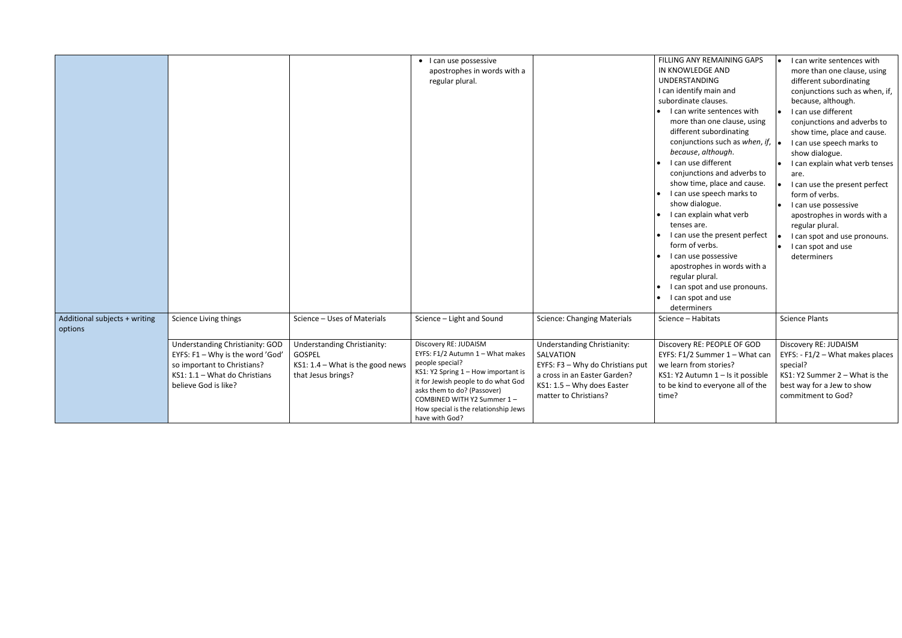| | | | | | | |
|---|---|---|---|---|---|---|
| | | | • I can use possessive apostrophes in words with a regular plural. | | FILLING ANY REMAINING GAPS IN KNOWLEDGE AND UNDERSTANDING<br>I can identify main and subordinate clauses.<br>• I can write sentences with more than one clause, using different subordinating conjunctions such as *when*, *if*, *because*, *although*.<br>• I can use different conjunctions and adverbs to show time, place and cause.<br>• I can use speech marks to show dialogue.<br>• I can explain what verb tenses are.<br>• I can use the present perfect form of verbs.<br>• I can use possessive apostrophes in words with a regular plural.<br>• I can spot and use pronouns.<br>• I can spot and use determiners | • I can write sentences with more than one clause, using different subordinating conjunctions such as when, if, because, although.<br>• I can use different conjunctions and adverbs to show time, place and cause.<br>• I can use speech marks to show dialogue.<br>• I can explain what verb tenses are.<br>• I can use the present perfect form of verbs.<br>• I can use possessive apostrophes in words with a regular plural.<br>• I can spot and use pronouns.<br>• I can spot and use determiners |
| Additional subjects + writing options | Science Living things<br><br>Understanding Christianity: GOD<br>EYFS: F1 – Why is the word 'God' so important to Christians?<br>KS1: 1.1 – What do Christians believe God is like? | Science – Uses of Materials<br><br>Understanding Christianity: GOSPEL<br>KS1: 1.4 – What is the good news that Jesus brings? | Science – Light and Sound<br><br>Discovery RE: JUDAISM<br>EYFS: F1/2 Autumn 1 – What makes people special?<br>KS1: Y2 Spring 1 – How important is it for Jewish people to do what God asks them to do? (Passover)<br>COMBINED WITH Y2 Summer 1 – How special is the relationship Jews have with God? | Science: Changing Materials<br><br>Understanding Christianity: SALVATION<br>EYFS: F3 – Why do Christians put a cross in an Easter Garden?<br>KS1: 1.5 – Why does Easter matter to Christians? | Science – Habitats<br><br>Discovery RE: PEOPLE OF GOD<br>EYFS: F1/2 Summer 1 – What can we learn from stories?<br>KS1: Y2 Autumn 1 – Is it possible to be kind to everyone all of the time? | Science Plants<br><br>Discovery RE: JUDAISM<br>EYFS: - F1/2 – What makes places special?<br>KS1: Y2 Summer 2 – What is the best way for a Jew to show commitment to God? |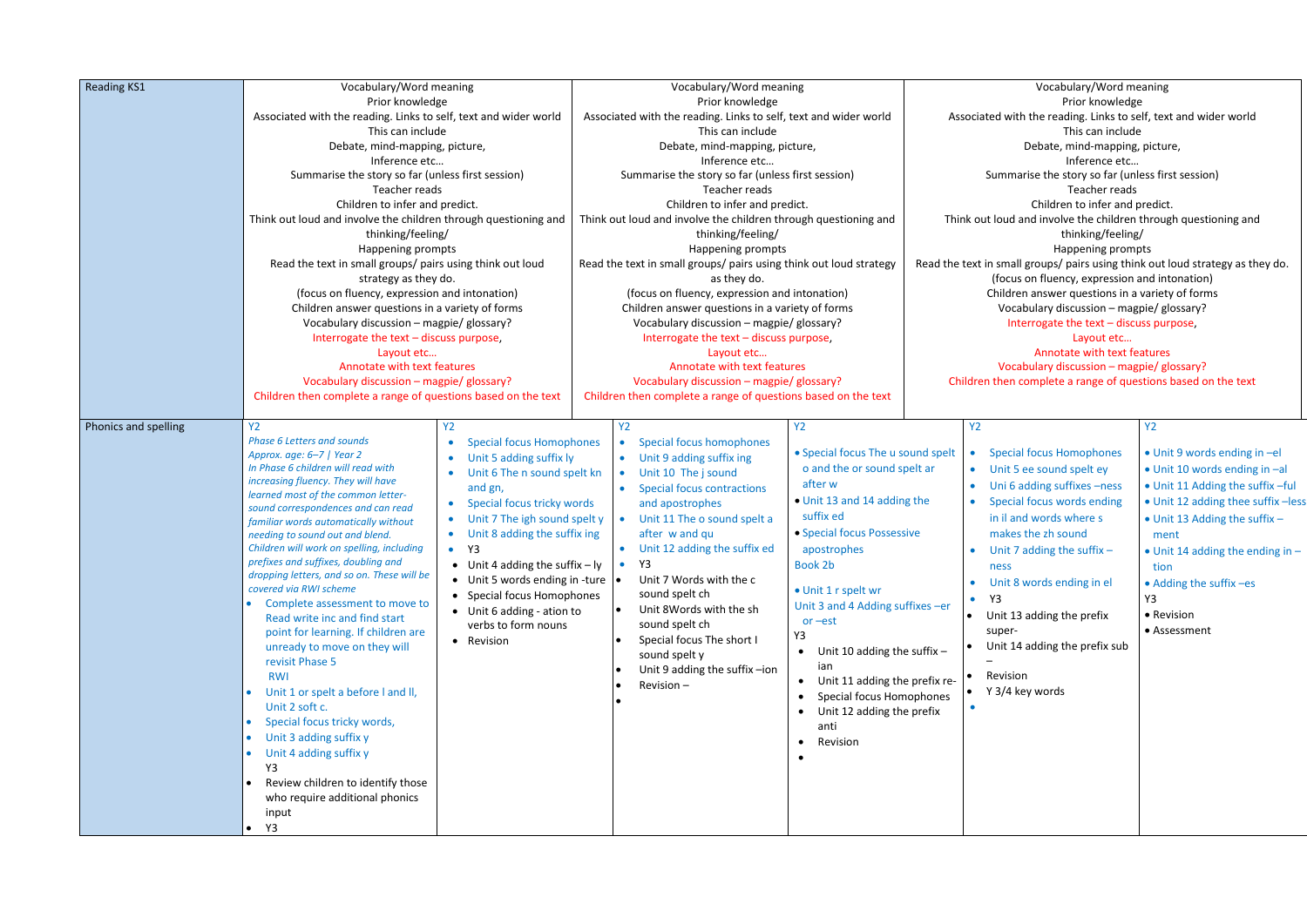| Reading KS1 | Vocabulary/Word meaning<br>Prior knowledge<br>Associated with the reading. Links to self, text and wider world<br>This can include<br>Debate, mind-mapping, picture,<br>Inference etc…<br>Summarise the story so far (unless first session)<br>Teacher reads<br>Children to infer and predict.<br>Think out loud and involve the children through questioning and thinking/feeling/<br>Happening prompts<br>Read the text in small groups/ pairs using think out loud strategy as they do.<br>(focus on fluency, expression and intonation)<br>Children answer questions in a variety of forms<br>Vocabulary discussion – magpie/ glossary?<br>Interrogate the text – discuss purpose,<br>Layout etc…<br>Annotate with text features<br>Vocabulary discussion – magpie/ glossary?<br>Children then complete a range of questions based on the text | | Vocabulary/Word meaning<br>Prior knowledge<br>Associated with the reading. Links to self, text and wider world<br>This can include<br>Debate, mind-mapping, picture,<br>Inference etc…<br>Summarise the story so far (unless first session)<br>Teacher reads<br>Children to infer and predict.<br>Think out loud and involve the children through questioning and thinking/feeling/<br>Happening prompts<br>Read the text in small groups/ pairs using think out loud strategy as they do.<br>(focus on fluency, expression and intonation)<br>Children answer questions in a variety of forms<br>Vocabulary discussion – magpie/ glossary?<br>Interrogate the text – discuss purpose,<br>Layout etc…<br>Annotate with text features<br>Vocabulary discussion – magpie/ glossary?<br>Children then complete a range of questions based on the text | | Vocabulary/Word meaning<br>Prior knowledge<br>Associated with the reading. Links to self, text and wider world<br>This can include<br>Debate, mind-mapping, picture,<br>Inference etc…<br>Summarise the story so far (unless first session)<br>Teacher reads<br>Children to infer and predict.<br>Think out loud and involve the children through questioning and thinking/feeling/<br>Happening prompts<br>Read the text in small groups/ pairs using think out loud strategy as they do.<br>(focus on fluency, expression and intonation)<br>Children answer questions in a variety of forms<br>Vocabulary discussion – magpie/ glossary?<br>Interrogate the text – discuss purpose,<br>Layout etc…<br>Annotate with text features<br>Vocabulary discussion – magpie/ glossary?<br>Children then complete a range of questions based on the text | |
|---|---|---|---|---|---|---|
| Phonics and spelling | Y2<br>*Phase 6 Letters and sounds*<br>*Approx. age: 6–7 \| Year 2*<br>*In Phase 6 children will read with increasing fluency. They will have learned most of the common letter-sound correspondences and can read familiar words automatically without needing to sound out and blend.*<br>*Children will work on spelling, including prefixes and suffixes, doubling and dropping letters, and so on. These will be covered via RWI scheme*<br>• Complete assessment to move to Read write inc and find start point for learning. If children are unready to move on they will revisit Phase 5<br>RWI<br>• Unit 1 or spelt a before l and ll, Unit 2 soft c.<br>• Special focus tricky words,<br>• Unit 3 adding suffix y<br>• Unit 4 adding suffix y<br>Y3<br>• Review children to identify those who require additional phonics input<br>• Y3 | Y2<br>• Special focus Homophones<br>• Unit 5 adding suffix ly<br>• Unit 6 The n sound spelt kn and gn,<br>• Special focus tricky words<br>• Unit 7 The igh sound spelt y<br>• Unit 8 adding the suffix ing<br>• Y3<br>• Unit 4 adding the suffix – ly<br>• Unit 5 words ending in -ture<br>• Special focus Homophones<br>• Unit 6 adding - ation to verbs to form nouns<br>• Revision | Y2<br>• Special focus homophones<br>• Unit 9 adding suffix ing<br>• Unit 10 The j sound<br>• Special focus contractions and apostrophes<br>• Unit 11 The o sound spelt a after w and qu<br>• Unit 12 adding the suffix ed<br>• Y3<br>• Unit 7 Words with the c sound spelt ch<br>• Unit 8Words with the sh sound spelt ch<br>• Special focus The short I sound spelt y<br>• Unit 9 adding the suffix –ion<br>• Revision –<br>• | Y2<br>• Special focus The u sound spelt o and the or sound spelt ar after w<br>• Unit 13 and 14 adding the suffix ed<br>• Special focus Possessive apostrophes<br>Book 2b<br>• Unit 1 r spelt wr<br>Unit 3 and 4 Adding suffixes –er or –est<br>Y3<br>• Unit 10 adding the suffix – ian<br>• Unit 11 adding the prefix re-<br>• Special focus Homophones<br>• Unit 12 adding the prefix anti<br>• Revision<br>• | Y2<br>• Special focus Homophones<br>• Unit 5 ee sound spelt ey<br>• Uni 6 adding suffixes –ness<br>• Special focus words ending in il and words where s makes the zh sound<br>• Unit 7 adding the suffix – ness<br>• Unit 8 words ending in el<br>• Y3<br>• Unit 13 adding the prefix super-<br>• Unit 14 adding the prefix sub –<br>• Revision<br>• Y 3/4 key words<br>• | Y2<br>• Unit 9 words ending in –el<br>• Unit 10 words ending in –al<br>• Unit 11 Adding the suffix –ful<br>• Unit 12 adding thee suffix –less<br>• Unit 13 Adding the suffix – ment<br>• Unit 14 adding the ending in – tion<br>• Adding the suffix –es<br>Y3<br>• Revision<br>• Assessment |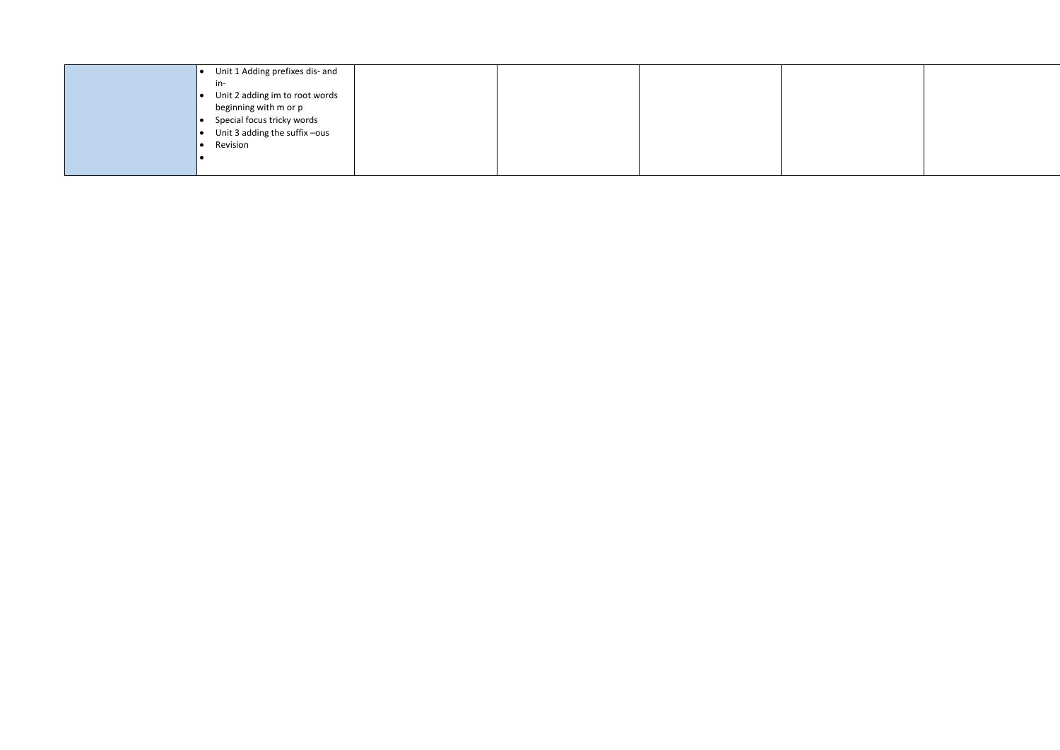| | | | | | | |
|---|---|---|---|---|---|---|
| | • Unit 1 Adding prefixes dis- and in-<br>• Unit 2 adding im to root words beginning with m or p<br>• Special focus tricky words<br>• Unit 3 adding the suffix –ous<br>• Revision<br>• | | | | | |